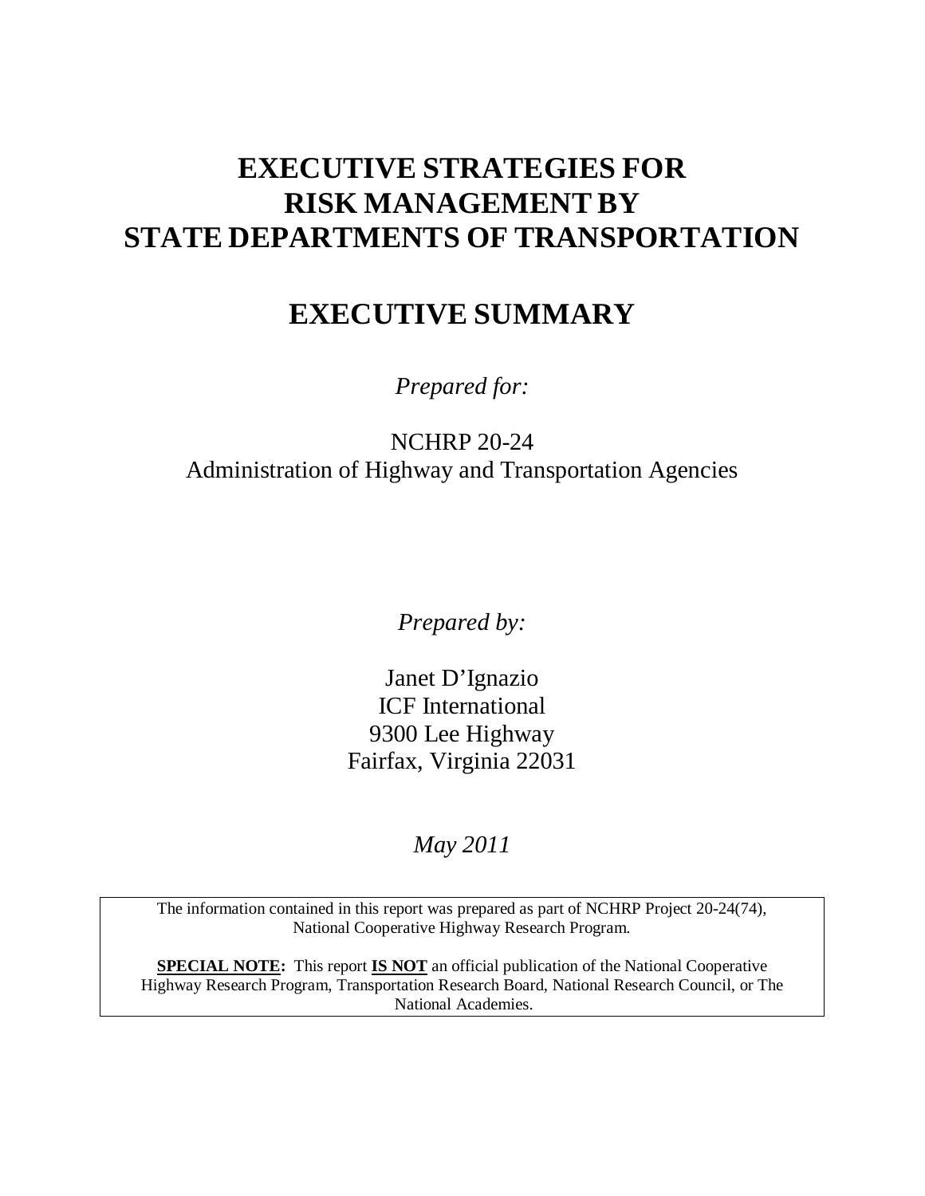# EXECUTIVE STRATEGIES FOR RISK MANAGEMENT BY STATE DEPARTMENTS OF TRANSPORTATION

## EXECUTIVE SUMMARY

*Prepared for:*

NCHRP 20-24
Administration of Highway and Transportation Agencies

*Prepared by:*

Janet D'Ignazio
ICF International
9300 Lee Highway
Fairfax, Virginia 22031

*May 2011*

The information contained in this report was prepared as part of NCHRP Project 20-24(74), National Cooperative Highway Research Program.

**SPECIAL NOTE:** This report **IS NOT** an official publication of the National Cooperative Highway Research Program, Transportation Research Board, National Research Council, or The National Academies.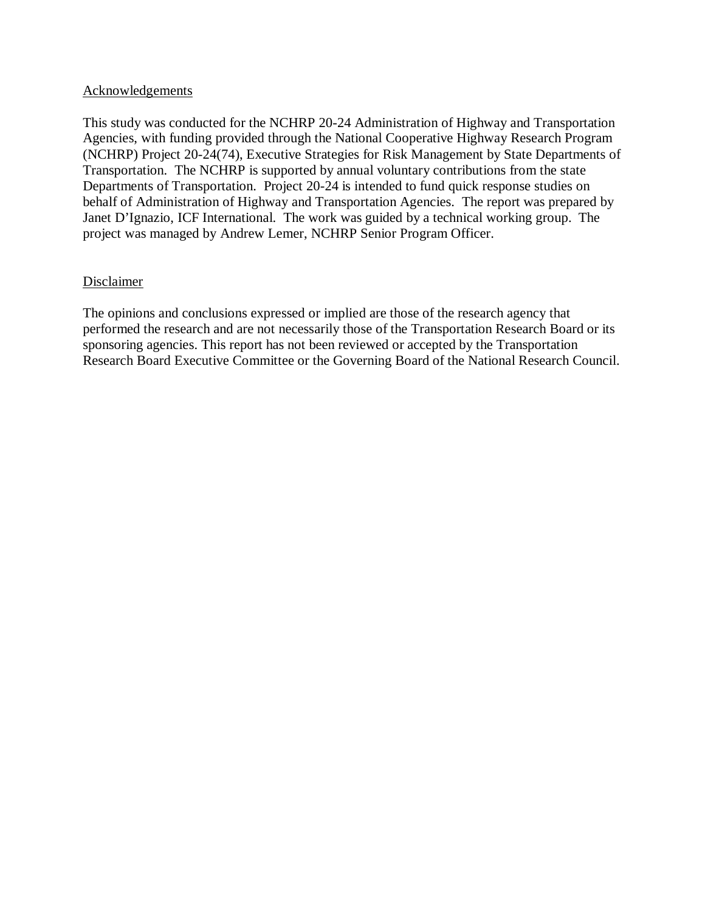## Acknowledgements

This study was conducted for the NCHRP 20-24 Administration of Highway and Transportation Agencies, with funding provided through the National Cooperative Highway Research Program (NCHRP) Project 20-24(74), Executive Strategies for Risk Management by State Departments of Transportation. The NCHRP is supported by annual voluntary contributions from the state Departments of Transportation. Project 20-24 is intended to fund quick response studies on behalf of Administration of Highway and Transportation Agencies. The report was prepared by Janet D'Ignazio, ICF International. The work was guided by a technical working group. The project was managed by Andrew Lemer, NCHRP Senior Program Officer.

## Disclaimer

The opinions and conclusions expressed or implied are those of the research agency that performed the research and are not necessarily those of the Transportation Research Board or its sponsoring agencies. This report has not been reviewed or accepted by the Transportation Research Board Executive Committee or the Governing Board of the National Research Council.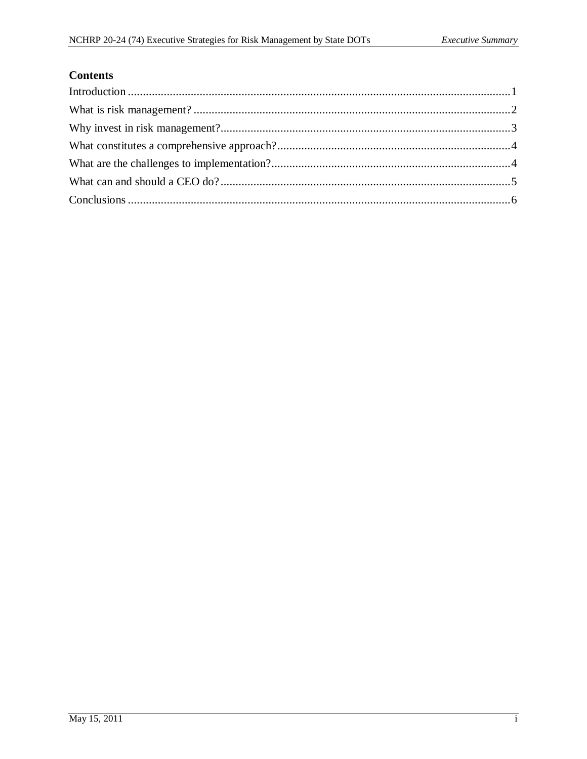## Contents

Introduction ........................................................................................................................... 1

What is risk management? .................................................................................................. 2

Why invest in risk management? ......................................................................................... 3

What constitutes a comprehensive approach? ..................................................................... 4

What are the challenges to implementation? ....................................................................... 4

What can and should a CEO do? ......................................................................................... 5

Conclusions ........................................................................................................................ 6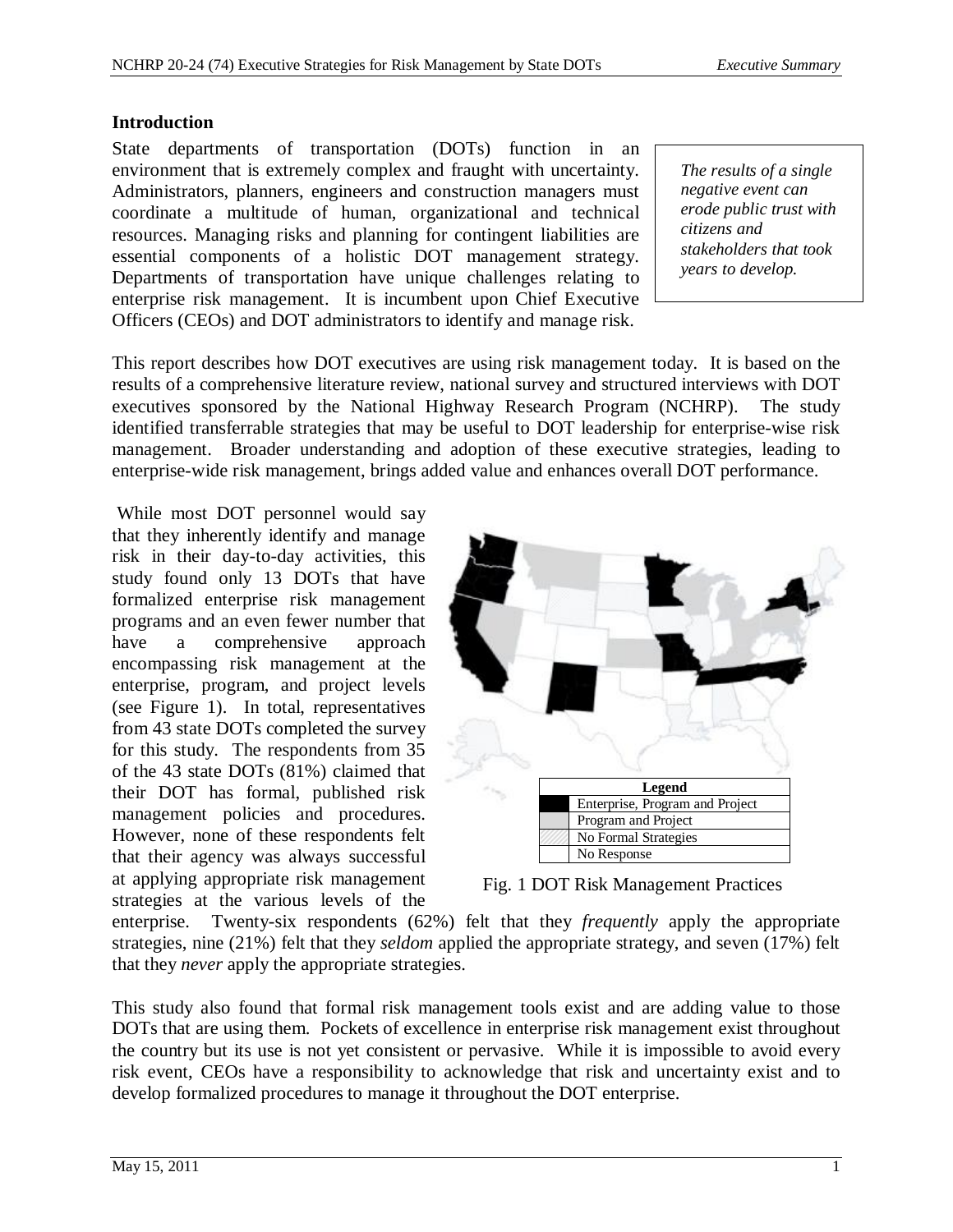## Introduction

State departments of transportation (DOTs) function in an environment that is extremely complex and fraught with uncertainty. Administrators, planners, engineers and construction managers must coordinate a multitude of human, organizational and technical resources. Managing risks and planning for contingent liabilities are essential components of a holistic DOT management strategy. Departments of transportation have unique challenges relating to enterprise risk management. It is incumbent upon Chief Executive Officers (CEOs) and DOT administrators to identify and manage risk.

*The results of a single negative event can erode public trust with citizens and stakeholders that took years to develop.*

This report describes how DOT executives are using risk management today. It is based on the results of a comprehensive literature review, national survey and structured interviews with DOT executives sponsored by the National Highway Research Program (NCHRP). The study identified transferrable strategies that may be useful to DOT leadership for enterprise-wise risk management. Broader understanding and adoption of these executive strategies, leading to enterprise-wide risk management, brings added value and enhances overall DOT performance.

While most DOT personnel would say that they inherently identify and manage risk in their day-to-day activities, this study found only 13 DOTs that have formalized enterprise risk management programs and an even fewer number that have a comprehensive approach encompassing risk management at the enterprise, program, and project levels (see Figure 1). In total, representatives from 43 state DOTs completed the survey for this study. The respondents from 35 of the 43 state DOTs (81%) claimed that their DOT has formal, published risk management policies and procedures. However, none of these respondents felt that their agency was always successful at applying appropriate risk management strategies at the various levels of the enterprise. Twenty-six respondents (62%) felt that they *frequently* apply the appropriate strategies, nine (21%) felt that they *seldom* applied the appropriate strategy, and seven (17%) felt that they *never* apply the appropriate strategies.

| Legend | |
|---|---|
| (black) | Enterprise, Program and Project |
| (gray) | Program and Project |
| (hatched) | No Formal Strategies |
| (white) | No Response |

Fig. 1 DOT Risk Management Practices

This study also found that formal risk management tools exist and are adding value to those DOTs that are using them. Pockets of excellence in enterprise risk management exist throughout the country but its use is not yet consistent or pervasive. While it is impossible to avoid every risk event, CEOs have a responsibility to acknowledge that risk and uncertainty exist and to develop formalized procedures to manage it throughout the DOT enterprise.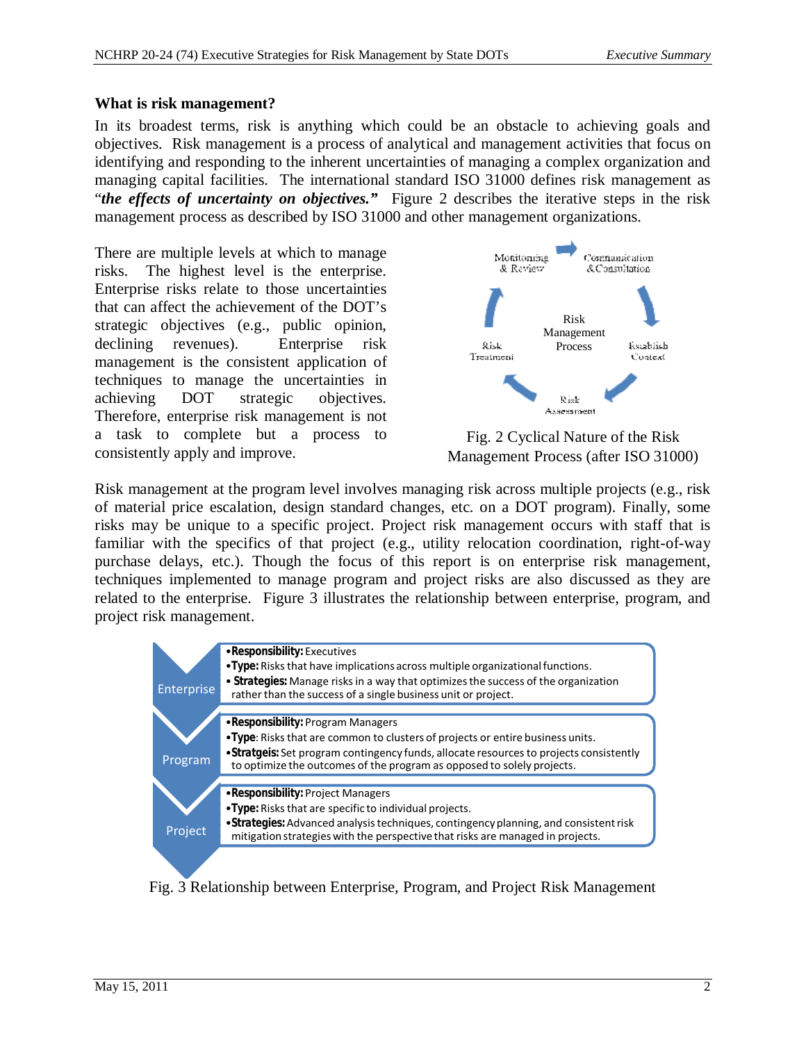### What is risk management?

In its broadest terms, risk is anything which could be an obstacle to achieving goals and objectives. Risk management is a process of analytical and management activities that focus on identifying and responding to the inherent uncertainties of managing a complex organization and managing capital facilities. The international standard ISO 31000 defines risk management as "***the effects of uncertainty on objectives.***" Figure 2 describes the iterative steps in the risk management process as described by ISO 31000 and other management organizations.

There are multiple levels at which to manage risks. The highest level is the enterprise. Enterprise risks relate to those uncertainties that can affect the achievement of the DOT's strategic objectives (e.g., public opinion, declining revenues). Enterprise risk management is the consistent application of techniques to manage the uncertainties in achieving DOT strategic objectives. Therefore, enterprise risk management is not a task to complete but a process to consistently apply and improve.

Monitoring & Review → Communication & Consultation → Establish Context → Risk Assessment → Risk Treatment → (Risk Management Process)

Fig. 2 Cyclical Nature of the Risk Management Process (after ISO 31000)

Risk management at the program level involves managing risk across multiple projects (e.g., risk of material price escalation, design standard changes, etc. on a DOT program). Finally, some risks may be unique to a specific project. Project risk management occurs with staff that is familiar with the specifics of that project (e.g., utility relocation coordination, right-of-way purchase delays, etc.). Though the focus of this report is on enterprise risk management, techniques implemented to manage program and project risks are also discussed as they are related to the enterprise. Figure 3 illustrates the relationship between enterprise, program, and project risk management.

**Enterprise**
- **Responsibility:** Executives
- **Type:** Risks that have implications across multiple organizational functions.
- **Strategies:** Manage risks in a way that optimizes the success of the organization rather than the success of a single business unit or project.

**Program**
- **Responsibility:** Program Managers
- **Type**: Risks that are common to clusters of projects or entire business units.
- **Stratgeis:** Set program contingency funds, allocate resources to projects consistently to optimize the outcomes of the program as opposed to solely projects.

**Project**
- **Responsibility:** Project Managers
- **Type:** Risks that are specific to individual projects.
- **Strategies:** Advanced analysis techniques, contingency planning, and consistent risk mitigation strategies with the perspective that risks are managed in projects.

Fig. 3 Relationship between Enterprise, Program, and Project Risk Management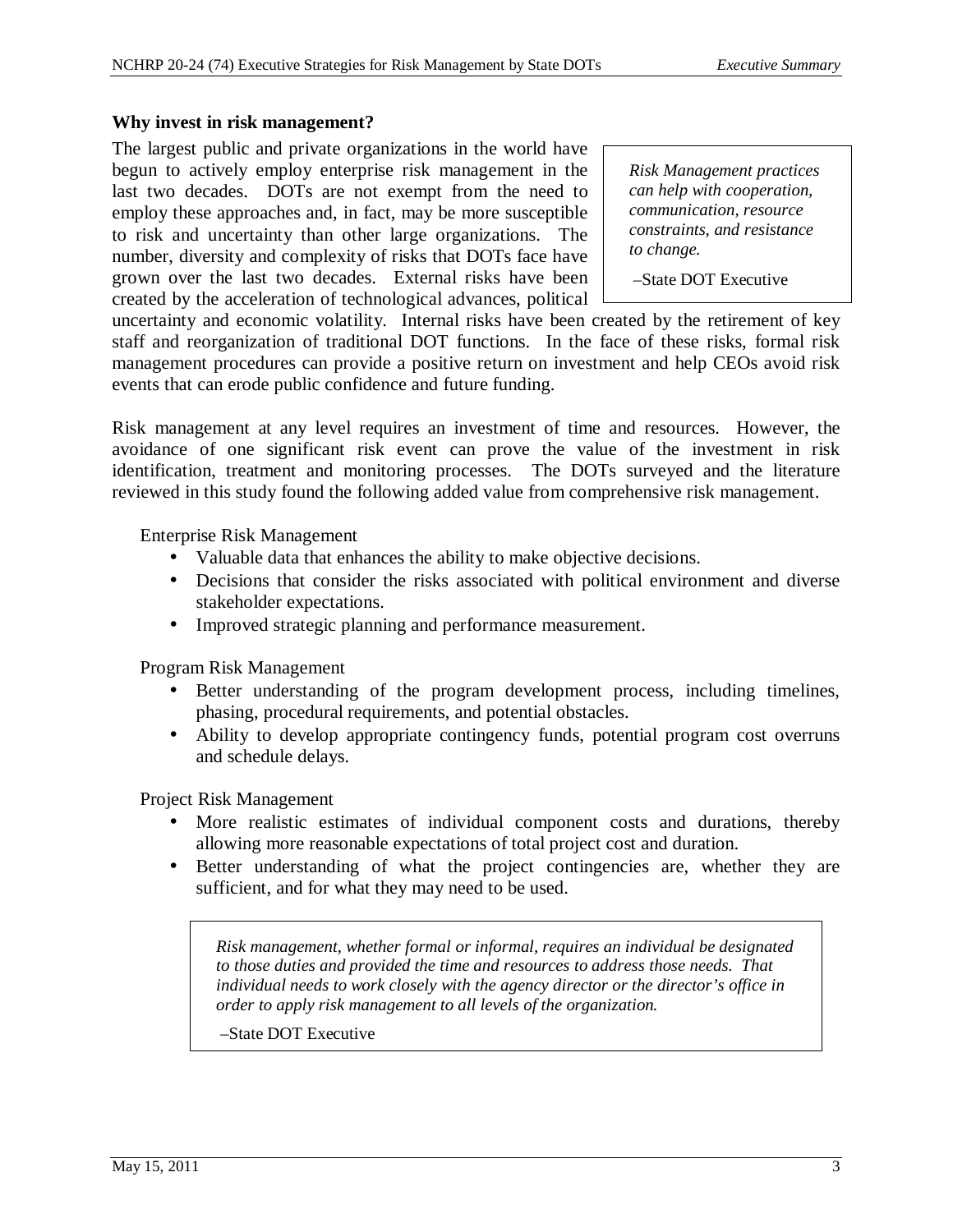**Why invest in risk management?**

The largest public and private organizations in the world have begun to actively employ enterprise risk management in the last two decades. DOTs are not exempt from the need to employ these approaches and, in fact, may be more susceptible to risk and uncertainty than other large organizations. The number, diversity and complexity of risks that DOTs face have grown over the last two decades. External risks have been created by the acceleration of technological advances, political uncertainty and economic volatility. Internal risks have been created by the retirement of key staff and reorganization of traditional DOT functions. In the face of these risks, formal risk management procedures can provide a positive return on investment and help CEOs avoid risk events that can erode public confidence and future funding.

> *Risk Management practices can help with cooperation, communication, resource constraints, and resistance to change.*
>
> –State DOT Executive

Risk management at any level requires an investment of time and resources. However, the avoidance of one significant risk event can prove the value of the investment in risk identification, treatment and monitoring processes. The DOTs surveyed and the literature reviewed in this study found the following added value from comprehensive risk management.

Enterprise Risk Management

- Valuable data that enhances the ability to make objective decisions.
- Decisions that consider the risks associated with political environment and diverse stakeholder expectations.
- Improved strategic planning and performance measurement.

Program Risk Management

- Better understanding of the program development process, including timelines, phasing, procedural requirements, and potential obstacles.
- Ability to develop appropriate contingency funds, potential program cost overruns and schedule delays.

Project Risk Management

- More realistic estimates of individual component costs and durations, thereby allowing more reasonable expectations of total project cost and duration.
- Better understanding of what the project contingencies are, whether they are sufficient, and for what they may need to be used.

> *Risk management, whether formal or informal, requires an individual be designated to those duties and provided the time and resources to address those needs. That individual needs to work closely with the agency director or the director's office in order to apply risk management to all levels of the organization.*
>
> –State DOT Executive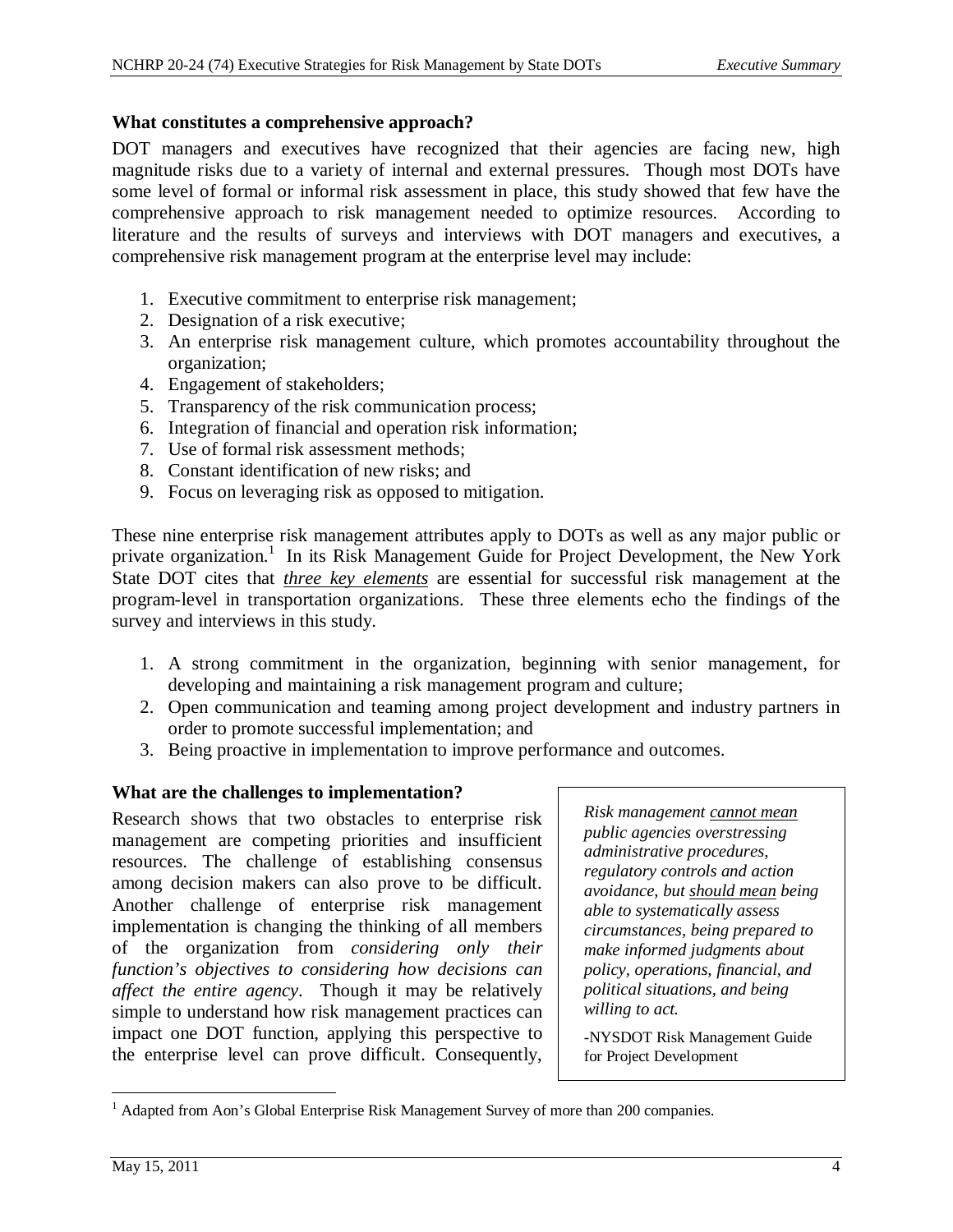### What constitutes a comprehensive approach?

DOT managers and executives have recognized that their agencies are facing new, high magnitude risks due to a variety of internal and external pressures. Though most DOTs have some level of formal or informal risk assessment in place, this study showed that few have the comprehensive approach to risk management needed to optimize resources. According to literature and the results of surveys and interviews with DOT managers and executives, a comprehensive risk management program at the enterprise level may include:

1. Executive commitment to enterprise risk management;
2. Designation of a risk executive;
3. An enterprise risk management culture, which promotes accountability throughout the organization;
4. Engagement of stakeholders;
5. Transparency of the risk communication process;
6. Integration of financial and operation risk information;
7. Use of formal risk assessment methods;
8. Constant identification of new risks; and
9. Focus on leveraging risk as opposed to mitigation.

These nine enterprise risk management attributes apply to DOTs as well as any major public or private organization.[1] In its Risk Management Guide for Project Development, the New York State DOT cites that <u>*three key elements*</u> are essential for successful risk management at the program-level in transportation organizations. These three elements echo the findings of the survey and interviews in this study.

1. A strong commitment in the organization, beginning with senior management, for developing and maintaining a risk management program and culture;
2. Open communication and teaming among project development and industry partners in order to promote successful implementation; and
3. Being proactive in implementation to improve performance and outcomes.

### What are the challenges to implementation?

Research shows that two obstacles to enterprise risk management are competing priorities and insufficient resources. The challenge of establishing consensus among decision makers can also prove to be difficult. Another challenge of enterprise risk management implementation is changing the thinking of all members of the organization from *considering only their function's objectives to considering how decisions can affect the entire agency*. Though it may be relatively simple to understand how risk management practices can impact one DOT function, applying this perspective to the enterprise level can prove difficult. Consequently,

> *Risk management <u>cannot mean</u> public agencies overstressing administrative procedures, regulatory controls and action avoidance, but <u>should mean</u> being able to systematically assess circumstances, being prepared to make informed judgments about policy, operations, financial, and political situations, and being willing to act.*
>
> -NYSDOT Risk Management Guide for Project Development

[1] Adapted from Aon's Global Enterprise Risk Management Survey of more than 200 companies.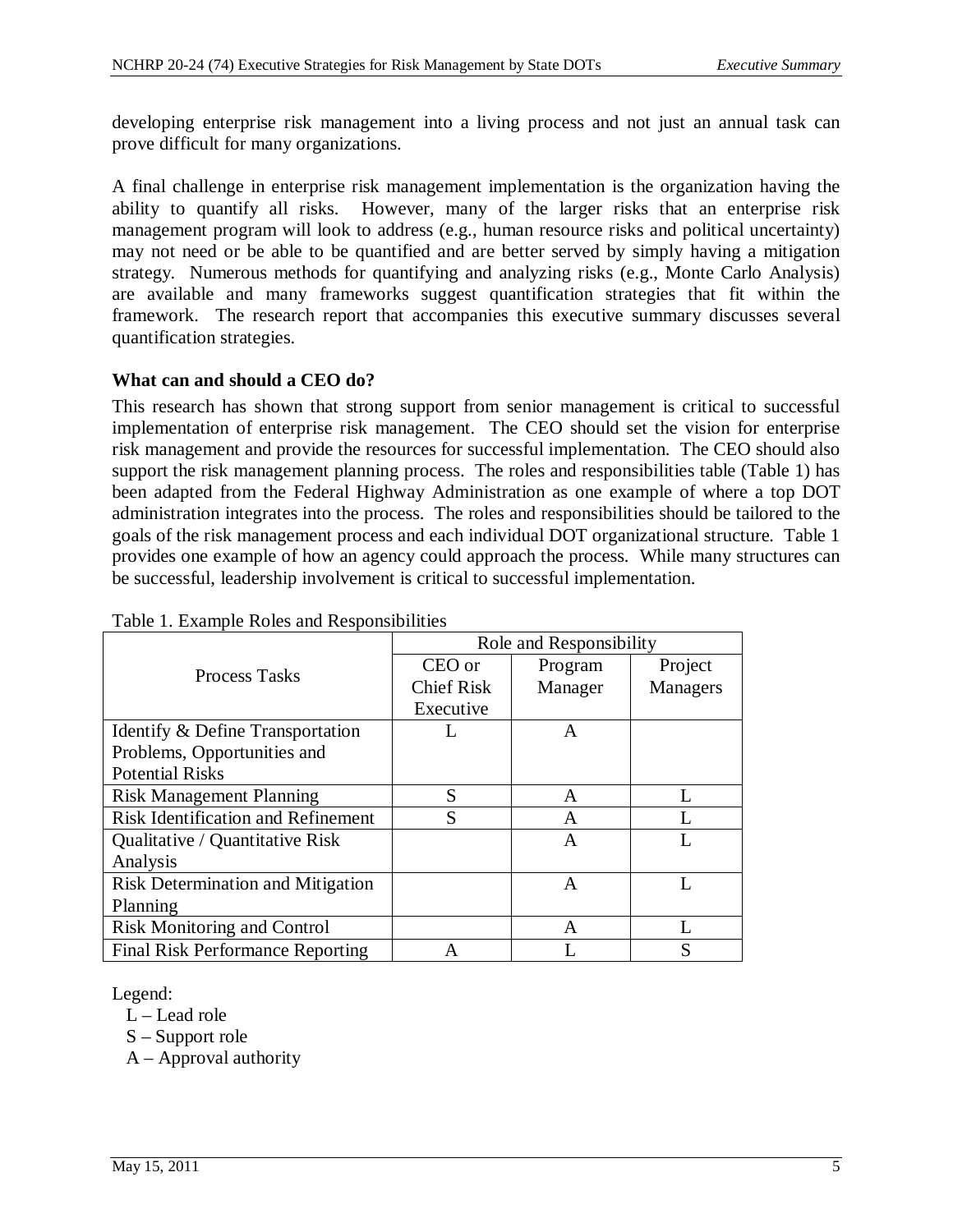developing enterprise risk management into a living process and not just an annual task can prove difficult for many organizations.

A final challenge in enterprise risk management implementation is the organization having the ability to quantify all risks. However, many of the larger risks that an enterprise risk management program will look to address (e.g., human resource risks and political uncertainty) may not need or be able to be quantified and are better served by simply having a mitigation strategy. Numerous methods for quantifying and analyzing risks (e.g., Monte Carlo Analysis) are available and many frameworks suggest quantification strategies that fit within the framework. The research report that accompanies this executive summary discusses several quantification strategies.

### What can and should a CEO do?

This research has shown that strong support from senior management is critical to successful implementation of enterprise risk management. The CEO should set the vision for enterprise risk management and provide the resources for successful implementation. The CEO should also support the risk management planning process. The roles and responsibilities table (Table 1) has been adapted from the Federal Highway Administration as one example of where a top DOT administration integrates into the process. The roles and responsibilities should be tailored to the goals of the risk management process and each individual DOT organizational structure. Table 1 provides one example of how an agency could approach the process. While many structures can be successful, leadership involvement is critical to successful implementation.

Table 1. Example Roles and Responsibilities

| Process Tasks | Role and Responsibility | | |
|---|---|---|---|
| | CEO or Chief Risk Executive | Program Manager | Project Managers |
| Identify & Define Transportation Problems, Opportunities and Potential Risks | L | A | |
| Risk Management Planning | S | A | L |
| Risk Identification and Refinement | S | A | L |
| Qualitative / Quantitative Risk Analysis | | A | L |
| Risk Determination and Mitigation Planning | | A | L |
| Risk Monitoring and Control | | A | L |
| Final Risk Performance Reporting | A | L | S |

Legend:
- L – Lead role
- S – Support role
- A – Approval authority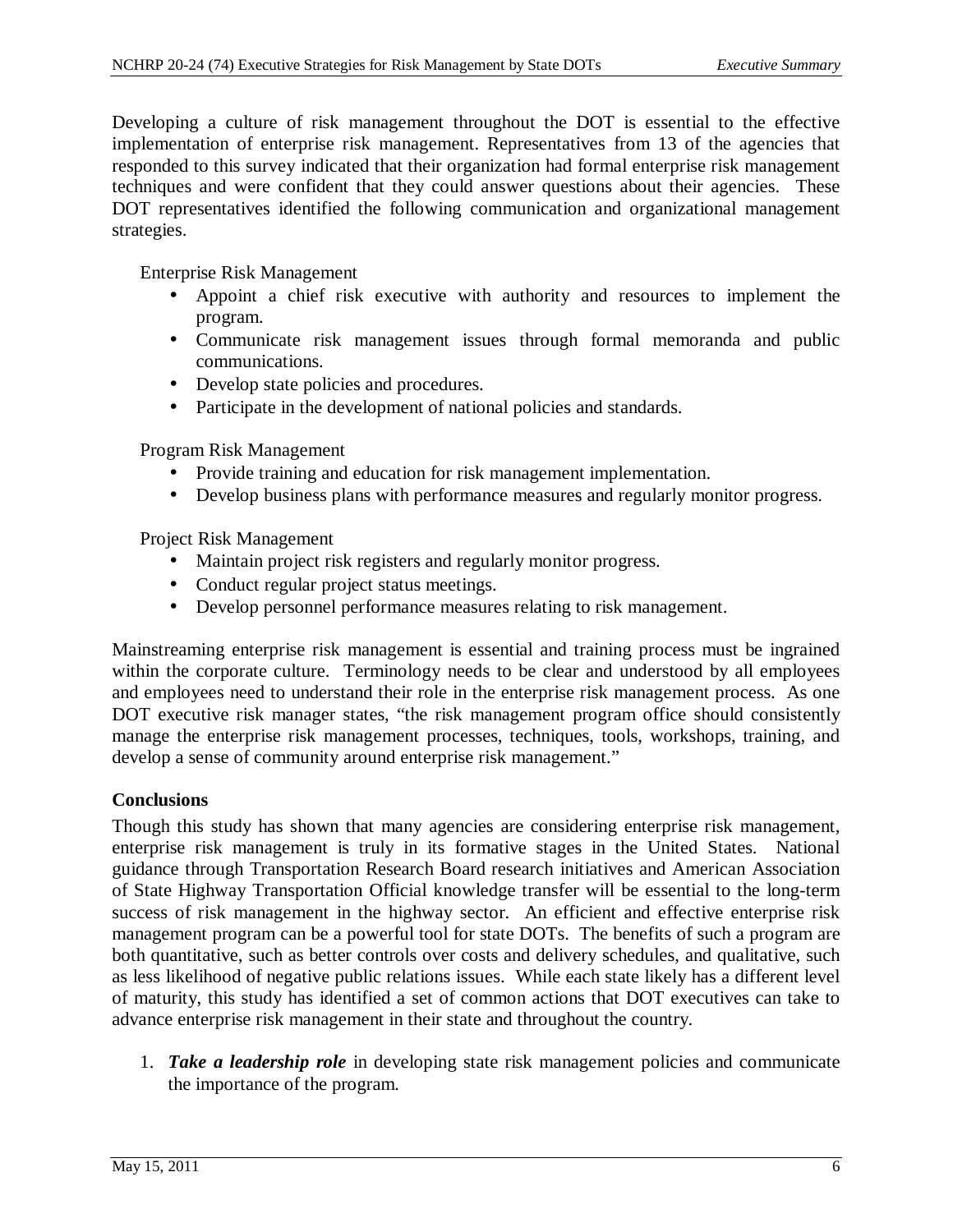Developing a culture of risk management throughout the DOT is essential to the effective implementation of enterprise risk management. Representatives from 13 of the agencies that responded to this survey indicated that their organization had formal enterprise risk management techniques and were confident that they could answer questions about their agencies. These DOT representatives identified the following communication and organizational management strategies.

Enterprise Risk Management

- Appoint a chief risk executive with authority and resources to implement the program.
- Communicate risk management issues through formal memoranda and public communications.
- Develop state policies and procedures.
- Participate in the development of national policies and standards.

Program Risk Management

- Provide training and education for risk management implementation.
- Develop business plans with performance measures and regularly monitor progress.

Project Risk Management

- Maintain project risk registers and regularly monitor progress.
- Conduct regular project status meetings.
- Develop personnel performance measures relating to risk management.

Mainstreaming enterprise risk management is essential and training process must be ingrained within the corporate culture. Terminology needs to be clear and understood by all employees and employees need to understand their role in the enterprise risk management process. As one DOT executive risk manager states, "the risk management program office should consistently manage the enterprise risk management processes, techniques, tools, workshops, training, and develop a sense of community around enterprise risk management."

**Conclusions**

Though this study has shown that many agencies are considering enterprise risk management, enterprise risk management is truly in its formative stages in the United States. National guidance through Transportation Research Board research initiatives and American Association of State Highway Transportation Official knowledge transfer will be essential to the long-term success of risk management in the highway sector. An efficient and effective enterprise risk management program can be a powerful tool for state DOTs. The benefits of such a program are both quantitative, such as better controls over costs and delivery schedules, and qualitative, such as less likelihood of negative public relations issues. While each state likely has a different level of maturity, this study has identified a set of common actions that DOT executives can take to advance enterprise risk management in their state and throughout the country.

1. ***Take a leadership role*** in developing state risk management policies and communicate the importance of the program.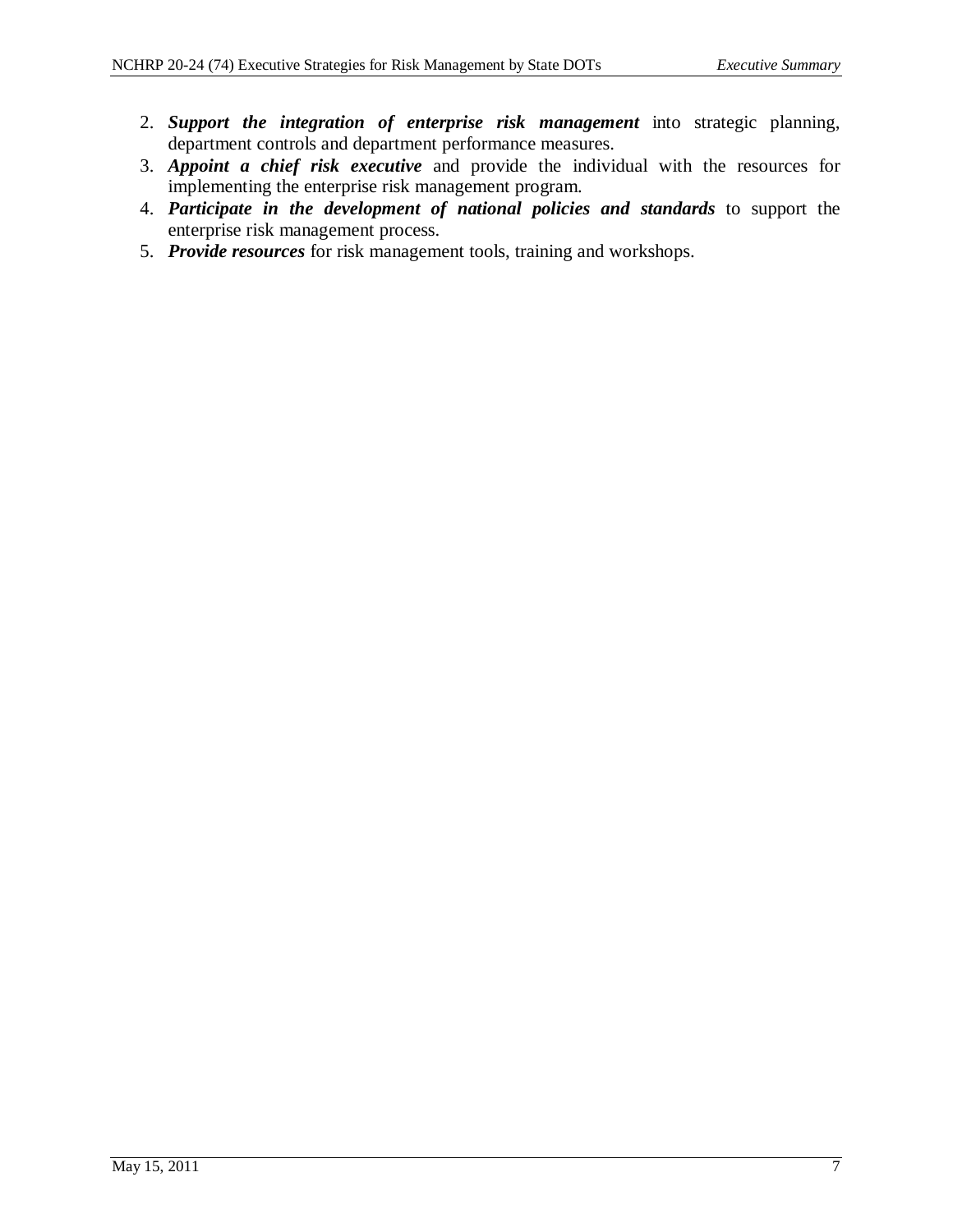2. ***Support the integration of enterprise risk management*** into strategic planning, department controls and department performance measures.
3. ***Appoint a chief risk executive*** and provide the individual with the resources for implementing the enterprise risk management program.
4. ***Participate in the development of national policies and standards*** to support the enterprise risk management process.
5. ***Provide resources*** for risk management tools, training and workshops.